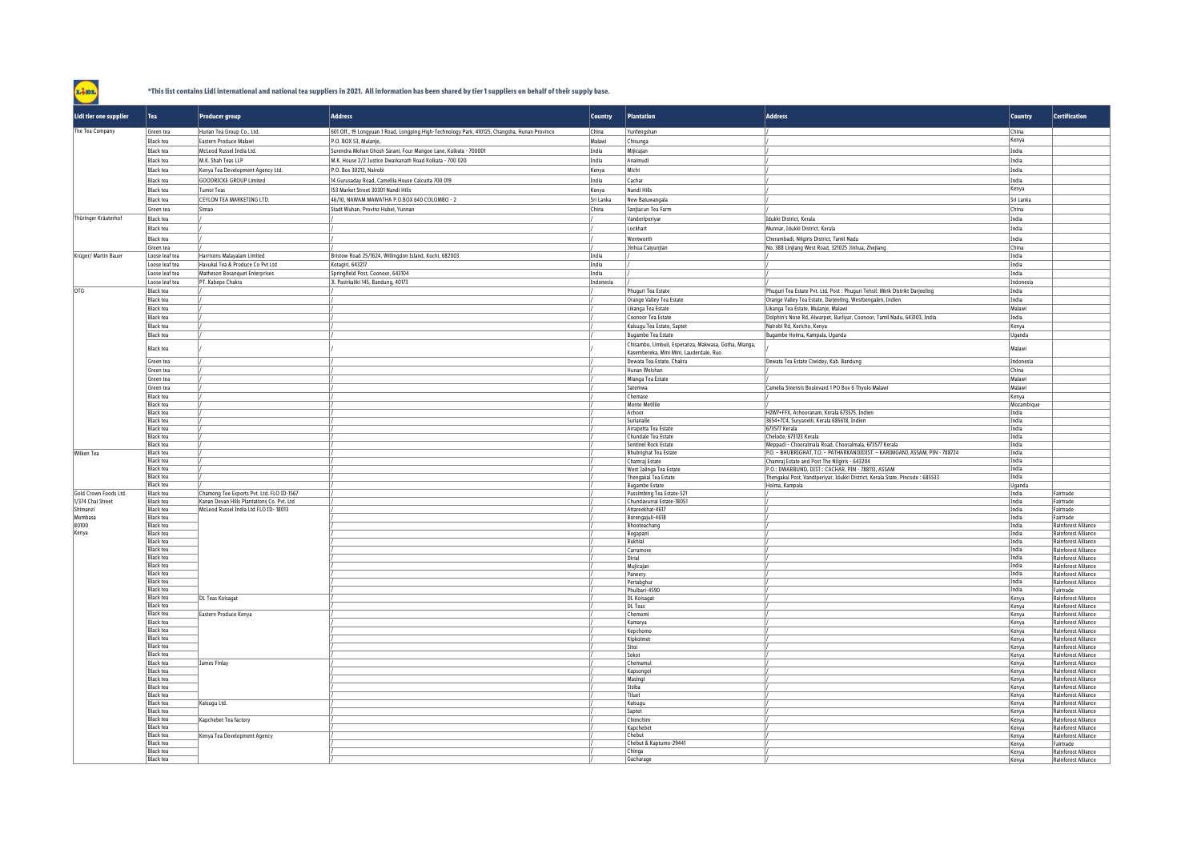*This list contains Lidl international and national tea suppliers in 2021. All information has been shared by tier 1 suppliers on behalf of their supply base.

| Lidl tier one supplier | Tea | Producer group | Address | Country | Plantation | Address | Country | Certification |
|---|---|---|---|---|---|---|---|---|
| The Tea Company | Green tea | Hunan Tea Group Co., Ltd. | 601 Off., 19 Longyuan 1 Road, Longping High-Technology Park, 410125, Changsha, Hunan Province | China | Yunfengshan | / | China | |
| | Black tea | Eastern Produce Malawi | P.O. BOX 53, Mulanje, | Malawi | Chisunga | / | Kenya | |
| | Black tea | McLeod Russel India Ltd. | Surendra Mohan Ghosh Sarani, Four Mangoe Lane, Kolkata - 700001 | India | Mijicajan | / | India | |
| | Black tea | M.K. Shah Teas LLP | M.K. House 2/2 Justice Dwarkanath Road Kolkata - 700 020 | India | Anaimudi | / | India | |
| | Black tea | Kenya Tea Development Agency Ltd. | P.O. Box 30212, Nairobi | Kenya | Michi | / | India | |
| | Black tea | GOODRICKE GROUP Limited | 14 Gurusaday Road, Camellia House Calcutta 700 019 | India | Cachar | / | India | |
| | Black tea | Tumoi Teas | 153 Market Street 30301 Nandi Hills | Kenya | Nandi Hills | / | Kenya | |
| | Black tea | CEYLON TEA MARKETING LTD. | 46/10, NAWAM MAWATHA P.O.BOX 640 COLOMBO - 2 | Sri Lanka | New Batuwangala | / | Sri Lanka | |
| | Green tea | Simao | Stadt Wuhan, Provinz Hubei, Yunnan | China | Sanjiacun Tea Farm | / | China | |
| Thüringer Kräuterhof | Black tea | / | / | / | Vanderiperiyar | Idukki District, Kerala | India | |
| | Black tea | / | / | / | Lockhart | Munnar, Idukki District, Kerala | India | |
| | Black tea | / | / | / | Wentworth | Cherambadi, Nilgiris District, Tamil Nadu | India | |
| | Green tea | / | / | / | Jinhua Caiyunjian | No. 388 Linjiang West Road, 321025 Jinhua, Zhejiang | China | |
| Krüger/ Martin Bauer | Loose leaf tea | Harrisons Malayalam Limited | Bristow Road 25/1624, Willingdon Island, Kochi, 682003 | India | / | / | India | |
| | Loose leaf tea | Havukal Tea & Produce Co Pvt Ltd | Kotagiri, 643217 | India | / | / | India | |
| | Loose leaf tea | Matheson Bosanquet Enterprises | Springfield Post, Coonoor, 643104 | India | / | / | India | |
| | Loose leaf tea | PT. Kabepe Chakra | Jl. Pasirkaliki 145, Bandung, 40173 | Indonesia | / | / | Indonesia | |
| OTG | Black tea | / | / | / | Phuguri Tea Estate | Phuguri Tea Estate Pvt. Ltd. Post : Phuguri Tehsil: Mirik Distrikt Darjeeling | India | |
| | Black tea | / | / | / | Orange Valley Tea Estate | Orange Valley Tea Estate, Darjeeling, Westbengalen, Indien | India | |
| | Black tea | / | / | / | Likanga Tea Estate | Likanga Tea Estate, Mulanje, Malawi | Malawi | |
| | Black tea | / | / | / | Coonoor Tea Estate | Dolphin's Nose Rd, Alwarpet, Burliyar, Coonoor, Tamil Nadu, 643103, India | India | |
| | Black tea | / | / | / | Kaisugu Tea Estate, Saptet | Nairobi Rd, Kericho, Kenya | Kenya | |
| | Black tea | / | / | / | Bugambe Tea Estate | Bugambe Hoima, Kampala, Uganda | Uganda | |
| | Black tea | / | / | / | Chisambo, Limbuli, Esperanza, Makwasa, Gotha, Mianga, Kasembereka, Mini Mini, Lauderdale, Ruo | / | Malawi | |
| | Green tea | / | / | / | Dewata Tea Estate, Chakra | Dewata Tea Estate Ciwidey, Kab. Bandung | Indonesia | |
| | Green tea | / | / | / | Hunan Weishan | / | China | |
| | Green tea | / | / | / | Mianga Tea Estate | / | Malawi | |
| | Green tea | / | / | / | Satemwa | Camellia Sinensis Boulevard 1 PO Box 6 Thyolo Malawi | Malawi | |
| | Black tea | / | / | / | Chemase | / | Kenya | |
| | Black tea | / | / | / | Monte Metilile | / | Mozambique | |
| | Black tea | / | / | / | Achoor | H2W7+FFX, Achooranam, Kerala 673575, Indien | India | |
| | Black tea | / | / | / | Surianalle | 3654+7C4, Suryanelli, Kerala 685618, Indien | India | |
| | Black tea | / | / | / | Arrapetta Tea Estate | 673577 Kerala | India | |
| | Black tea | / | / | / | Chundale Tea Estate | Chelode, 673123 Kerala | India | |
| | Black tea | / | / | / | Sentinel Rock Estate | Meppadi - Chooralmala Road, Chooralmala, 673577 Kerala | India | |
| Wilken Tea | Black tea | / | / | / | Bhubrighat Tea Estate | P.O. – BHUBRIGHAT, T.O. – PATHARKANDIDIST. – KARIMGANJ, ASSAM, PIN - 788724 | India | |
| | Black tea | / | / | / | Chamraj Estate | Chamraj Estate and Post The Nilgiris - 643204 | India | |
| | Black tea | / | / | / | West Jalinga Tea Estate | P.O.: DWARBUND, DIST.: CACHAR, PIN - 788113, ASSAM | India | |
| | Black tea | / | / | / | Thengakal Tea Estate | Thengakal Post, Vandiperiyar, Idukki District, Kerala State, Pincode : 685533 | India | |
| | Black tea | / | / | / | Bugambe Estate | Hoima, Kampala | Uganda | |
| Gold Crown Foods Ltd. | Black tea | Chamong Tee Exports Pvt. Ltd. FLO ID-1567 | / | / | Pussimbing Tea Estate-521 | / | India | Fairtrade |
| 1/374 Chai Street | Black tea | Kanan Devan Hills Plantations Co. Pvt. Ltd | / | / | Chundavurrai Estate-18051 | / | India | Fairtrade |
| Shimanzi | Black tea | McLeod Russel India Ltd FLO ID- 18013 | / | / | Attareekhat-4617 | / | India | Fairtrade |
| Mombasa | Black tea | | / | / | Borengajuli-4618 | / | India | Fairtrade |
| 80100 | Black tea | | / | / | Bhooteachang | / | India | Rainforest Alliance |
| Kenya | Black tea | | / | / | Bogapani | / | India | Rainforest Alliance |
| | Black tea | | / | / | Bukhial | / | India | Rainforest Alliance |
| | Black tea | | / | / | Carramore | / | India | Rainforest Alliance |
| | Black tea | | / | / | Dirial | / | India | Rainforest Alliance |
| | Black tea | | / | / | Mujicajan | / | India | Rainforest Alliance |
| | Black tea | | / | / | Paneery | / | India | Rainforest Alliance |
| | Black tea | | / | / | Pertabghur | / | India | Rainforest Alliance |
| | Black tea | | / | / | Phulbari-4590 | / | India | Fairtrade |
| | Black tea | DL Teas Koisagat | / | / | DL Koisagat | / | Kenya | Rainforest Alliance |
| | Black tea | | / | / | DL Teas | / | Kenya | Rainforest Alliance |
| | Black tea | Eastern Produce Kenya | / | / | Chemomi | / | Kenya | Rainforest Alliance |
| | Black tea | | / | / | Kamarya | / | Kenya | Rainforest Alliance |
| | Black tea | | / | / | Kepchomo | / | Kenya | Rainforest Alliance |
| | Black tea | | / | / | Kipkoimet | / | Kenya | Rainforest Alliance |
| | Black tea | | / | / | Sitoi | / | Kenya | Rainforest Alliance |
| | Black tea | | / | / | Sokot | / | Kenya | Rainforest Alliance |
| | Black tea | James Finlay | / | / | Chemamul | / | Kenya | Rainforest Alliance |
| | Black tea | | / | / | Kapsongoi | / | Kenya | Rainforest Alliance |
| | Black tea | | / | / | Masingi | / | Kenya | Rainforest Alliance |
| | Black tea | | / | / | Sisiba | / | Kenya | Rainforest Alliance |
| | Black tea | | / | / | Tiluet | / | Kenya | Rainforest Alliance |
| | Black tea | Kaisugu Ltd. | / | / | Kaisugu | / | Kenya | Rainforest Alliance |
| | Black tea | | / | / | Saptet | / | Kenya | Rainforest Alliance |
| | Black tea | Kapchebet Tea factory | / | / | Chimchim | / | Kenya | Rainforest Alliance |
| | Black tea | | / | / | Kapchebet | / | Kenya | Rainforest Alliance |
| | Black tea | Kenya Tea Development Agency | / | / | Chebut | / | Kenya | Rainforest Alliance |
| | Black tea | | / | / | Chebut & Kaptumo-29441 | / | Kenya | Fairtrade |
| | Black tea | | / | / | Chinga | / | Kenya | Rainforest Alliance |
| | Black tea | | / | / | Gacharage | / | Kenya | Rainforest Alliance |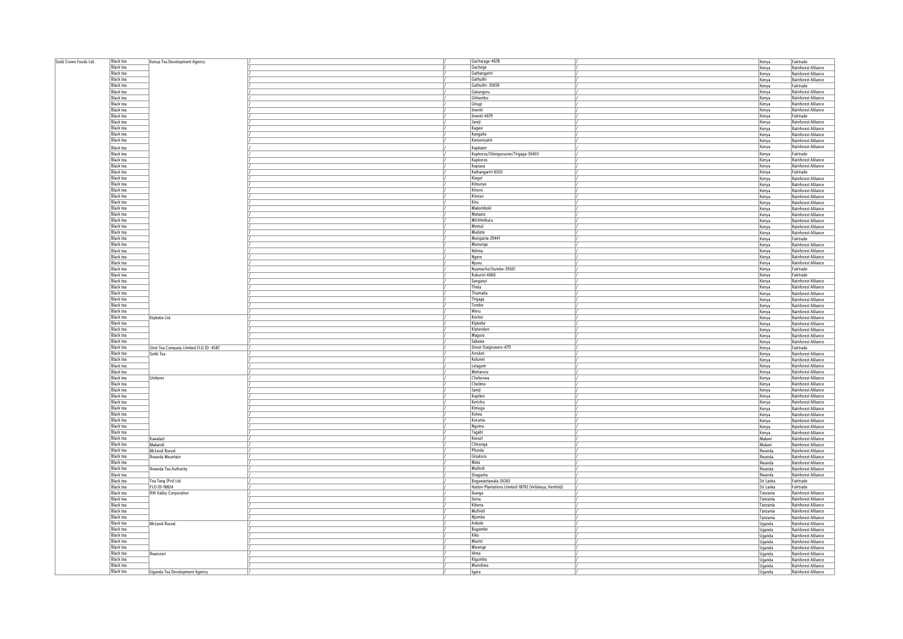| | | | | | | | | | |
|---|---|---|---|---|---|---|---|---|---|
| Gold Crown Foods Ltd. | Black tea | Kenya Tea Development Agency | / | / | Gacharage-4678 | / | | Kenya | Fairtrade |
| | Black tea | | / | / | Gachege | / | | Kenya | Rainforest Alliance |
| | Black tea | | / | / | Gathangariri | / | | Kenya | Rainforest Alliance |
| | Black tea | | / | / | Gathuthi | / | | Kenya | Rainforest Alliance |
| | Black tea | | / | / | Gathuthi- 33659 | / | | Kenya | Fairtrade |
| | Black tea | | / | / | Gatunguru | / | | Kenya | Rainforest Alliance |
| | Black tea | | / | / | Githambo | / | | Kenya | Rainforest Alliance |
| | Black tea | | / | / | Gitugi | / | | Kenya | Rainforest Alliance |
| | Black tea | | / | / | Imenti | / | | Kenya | Rainforest Alliance |
| | Black tea | | / | / | Imenti-4679 | / | | Kenya | Fairtrade |
| | Black tea | | / | / | Jamji | / | | Kenya | Rainforest Alliance |
| | Black tea | | / | / | Kagwe | / | | Kenya | Rainforest Alliance |
| | Black tea | | / | / | Kangaita | / | | Kenya | Rainforest Alliance |
| | Black tea | | / | / | Kanyenyaini | / | | Kenya | Rainforest Alliance |
| | Black tea | | / | / | Kapkatet | / | | Kenya | Rainforest Alliance |
| | Black tea | | / | / | Kapkoros/Olenguruone/Tirgaga-30403 | / | | Kenya | Fairtrade |
| | Black tea | | / | / | Kapkoros | / | | Kenya | Rainforest Alliance |
| | Black tea | | / | / | Kapsara | / | | Kenya | Rainforest Alliance |
| | Black tea | | / | / | Kathangariri-6550 | / | | Kenya | Fairtrade |
| | Black tea | | / | / | Kiegoi | / | | Kenya | Rainforest Alliance |
| | Black tea | | / | / | Kimunye | / | | Kenya | Rainforest Alliance |
| | Black tea | | / | / | Kinoro | / | | Kenya | Rainforest Alliance |
| | Black tea | | / | / | Kionyo | / | | Kenya | Rainforest Alliance |
| | Black tea | | / | / | Kiru | / | | Kenya | Rainforest Alliance |
| | Black tea | | / | / | Makomboki | / | | Kenya | Rainforest Alliance |
| | Black tea | | / | / | Mataara | / | | Kenya | Rainforest Alliance |
| | Black tea | | / | / | Michimikuru | / | | Kenya | Rainforest Alliance |
| | Black tea | | / | / | Momul | / | | Kenya | Rainforest Alliance |
| | Black tea | | / | / | Mudete | / | | Kenya | Rainforest Alliance |
| | Black tea | | / | / | Mungania-29441 | / | | Kenya | Fairtrade |
| | Black tea | | / | / | Mununga | / | | Kenya | Rainforest Alliance |
| | Black tea | | / | / | Ndima | / | | Kenya | Rainforest Alliance |
| | Black tea | | / | / | Ngere | / | | Kenya | Rainforest Alliance |
| | Black tea | | / | / | Njunu | / | | Kenya | Rainforest Alliance |
| | Black tea | | / | / | Nyamache/Itumbe-29501 | / | | Kenya | Fairtrade |
| | Black tea | | / | / | Rukuriri-4666 | / | | Kenya | Fairtrade |
| | Black tea | | / | / | Sanganyi | / | | Kenya | Rainforest Alliance |
| | Black tea | | / | / | Theta | / | | Kenya | Rainforest Alliance |
| | Black tea | | / | / | Thumaita | / | | Kenya | Rainforest Alliance |
| | Black tea | | / | / | Tirgaga | / | | Kenya | Rainforest Alliance |
| | Black tea | | / | / | Tombe | / | | Kenya | Rainforest Alliance |
| | Black tea | | / | / | Weru | / | | Kenya | Rainforest Alliance |
| | Black tea | Kipkebe Ltd. | / | / | Keritor | / | | Kenya | Rainforest Alliance |
| | Black tea | | / | / | Kipkebe | / | | Kenya | Rainforest Alliance |
| | Black tea | | / | / | Kiptenden | / | | Kenya | Rainforest Alliance |
| | Black tea | | / | / | Magura | / | | Kenya | Rainforest Alliance |
| | Black tea | | / | / | Sakawa | / | | Kenya | Rainforest Alliance |
| | Black tea | Siret Tea Company Limited FLO ID -4587 | / | / | Street Outgrowers-4711 | / | | Kenya | Fairtrade |
| | Black tea | Sotik Tea | / | / | Arroket | / | | Kenya | Rainforest Alliance |
| | Black tea | | / | / | Kelunet | / | | Kenya | Rainforest Alliance |
| | Black tea | | / | / | Lelagoin | / | | Kenya | Rainforest Alliance |
| | Black tea | | / | / | Mettarora | / | | Kenya | Rainforest Alliance |
| | Black tea | Unilever | / | / | Cheboswa | / | | Kenya | Rainforest Alliance |
| | Black tea | | / | / | Chelimo | / | | Kenya | Rainforest Alliance |
| | Black tea | | / | / | Jamji | / | | Kenya | Rainforest Alliance |
| | Black tea | | / | / | Kaptien | / | | Kenya | Rainforest Alliance |
| | Black tea | | / | / | Kericho | / | | Kenya | Rainforest Alliance |
| | Black tea | | / | / | Kimugu | / | | Kenya | Rainforest Alliance |
| | Black tea | | / | / | Koiwa | / | | Kenya | Rainforest Alliance |
| | Black tea | | / | / | Koruma | / | | Kenya | Rainforest Alliance |
| | Black tea | | / | / | Ngoina | / | | Kenya | Rainforest Alliance |
| | Black tea | | / | / | Tagabi | / | | Kenya | Rainforest Alliance |
| | Black tea | Kawalazi | / | / | Kavuzi | / | | Malawi | Rainforest Alliance |
| | Black tea | Makandi | / | / | Chisunga | / | | Malawi | Rainforest Alliance |
| | Black tea | McLeod Russel | / | / | Pfunda | / | | Rwanda | Rainforest Alliance |
| | Black tea | Rwanda Mountain | / | / | Gisakura | / | | Rwanda | Rainforest Alliance |
| | Black tea | | / | / | Mata | / | | Rwanda | Rainforest Alliance |
| | Black tea | Rwanda Tea Authority | / | / | Mulindi | / | | Rwanda | Rainforest Alliance |
| | Black tea | | / | / | Shagasha | / | | Rwanda | Rainforest Alliance |
| | Black tea | Tea Tang (Pvt) Ltd | / | / | Bogawantawala-24265 | / | | Sri Lanka | Fairtrade |
| | Black tea | FLO ID-18824 | / | / | Hatton Plantations Limited-18792 (Vellaioya, Henfold) | / | | Sri Lanka | Fairtrade |
| | Black tea | Rift Valley Corporation | / | / | Ikanga | / | | Tanzania | Rainforest Alliance |
| | Black tea | | / | / | Itona | / | | Tanzania | Rainforest Alliance |
| | Black tea | | / | / | Kibena | / | | Tanzania | Rainforest Alliance |
| | Black tea | | / | / | Mufindi | / | | Tanzania | Rainforest Alliance |
| | Black tea | | / | / | Njombe | / | | Tanzania | Rainforest Alliance |
| | Black tea | McLeod Russel | / | / | Ankole | / | | Uganda | Rainforest Alliance |
| | Black tea | | / | / | Bugambe | / | | Uganda | Rainforest Alliance |
| | Black tea | | / | / | Kiko | / | | Uganda | Rainforest Alliance |
| | Black tea | | / | / | Muzizi | / | | Uganda | Rainforest Alliance |
| | Black tea | | / | / | Mwenge | / | | Uganda | Rainforest Alliance |
| | Black tea | Rwenzori | / | / | Hima | / | | Uganda | Rainforest Alliance |
| | Black tea | | / | / | Kigumba | / | | Uganda | Rainforest Alliance |
| | Black tea | | / | / | Munobwa | / | | Uganda | Rainforest Alliance |
| | Black tea | Uganda Tea Development Agency | / | / | Igara | / | | Uganda | Rainforest Alliance |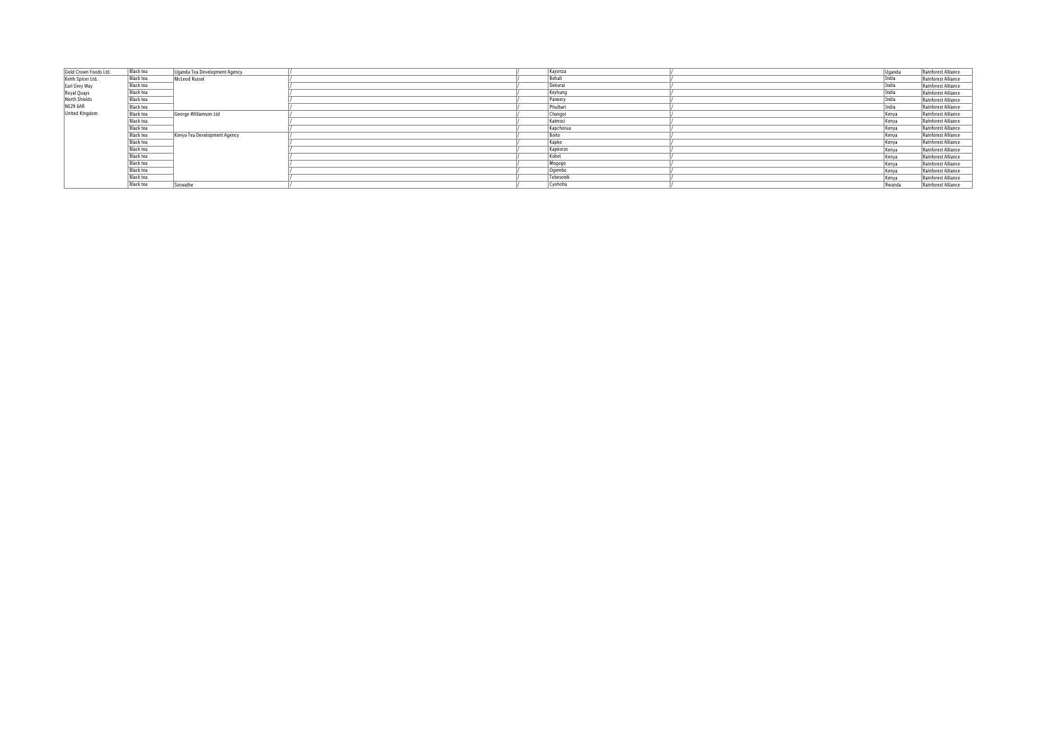| | | | | | | | | | |
|---|---|---|---|---|---|---|---|---|---|
| Gold Crown Foods Ltd. | Black tea | Uganda Tea Development Agency | / | / | Kayonza | / | Uganda | Rainforest Alliance |
| Keith Spicer Ltd. | Black tea | McLeod Russel | / | / | Behali | / | India | Rainforest Alliance |
| Earl Grey Way | Black tea | | / | / | Dekorai | / | India | Rainforest Alliance |
| Royal Quays | Black tea | | / | / | Keyhung | / | India | Rainforest Alliance |
| North Shields | Black tea | | / | / | Paneery | / | India | Rainforest Alliance |
| NE29 6AR | Black tea | | / | / | Phulbari | / | India | Rainforest Alliance |
| United Kingdom | Black tea | George Williamson Ltd | / | / | Changoi | / | Kenya | Rainforest Alliance |
| | Black tea | | / | / | Kaimosi | / | Kenya | Rainforest Alliance |
| | Black tea | | / | / | Kapchorua | / | Kenya | Rainforest Alliance |
| | Black tea | Kenya Tea Development Agency | / | / | Boito | / | Kenya | Rainforest Alliance |
| | Black tea | | / | / | Kapko | / | Kenya | Rainforest Alliance |
| | Black tea | | / | / | Kapkoros | / | Kenya | Rainforest Alliance |
| | Black tea | | / | / | Kobel | / | Kenya | Rainforest Alliance |
| | Black tea | | / | / | Mogogo | / | Kenya | Rainforest Alliance |
| | Black tea | | / | / | Ogembo | / | Kenya | Rainforest Alliance |
| | Black tea | | / | / | Tebesonik | / | Kenya | Rainforest Alliance |
| | Black tea | Sorwathe | / | / | Cyohoha | / | Rwanda | Rainforest Alliance |